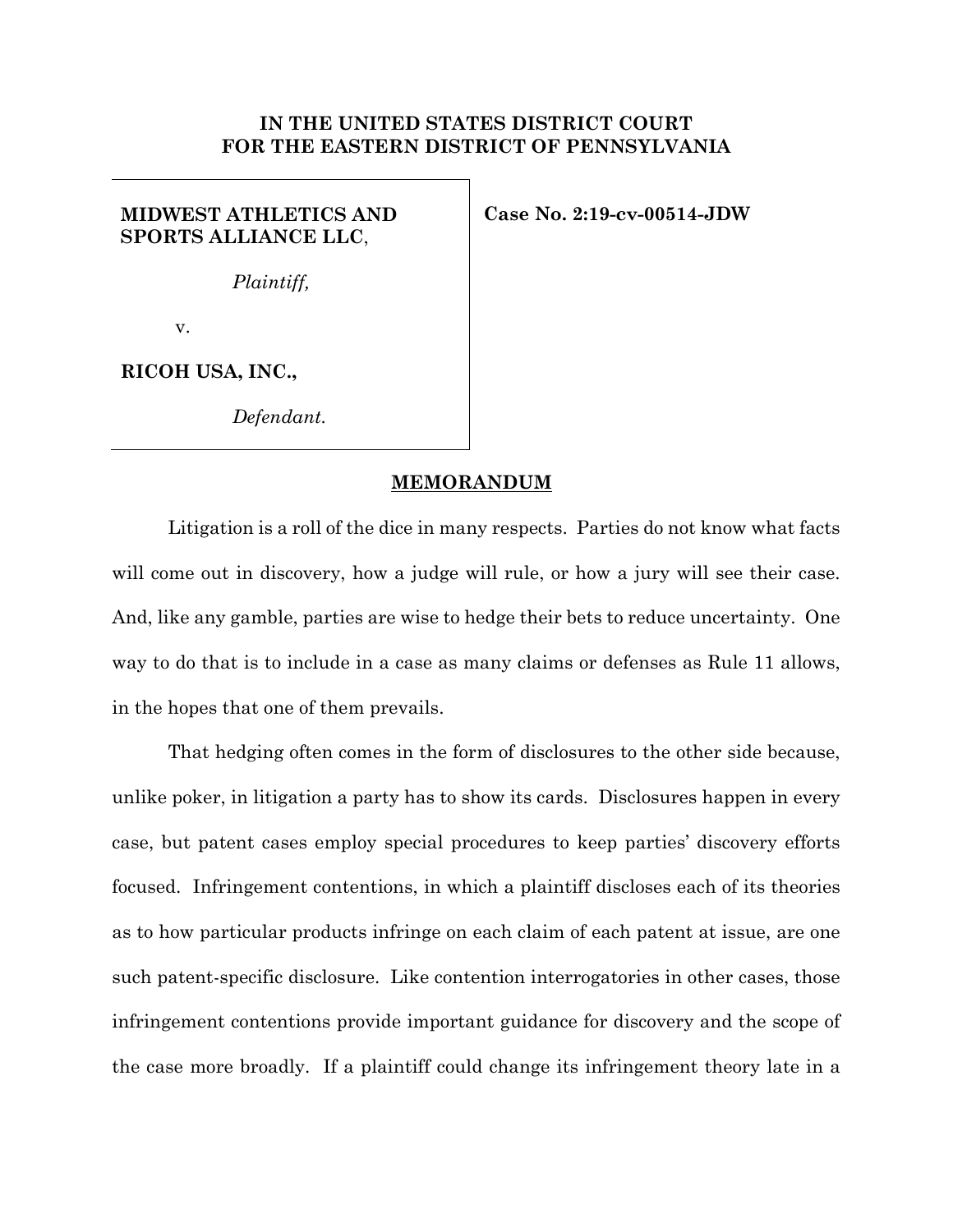# IN THE UNITED STATES DISTRICT COURT FOR THE EASTERN DISTRICT OF PENNSYLVANIA

**MIDWEST ATHLETICS AND SPORTS ALLIANCE LLC**,

*Plaintiff,*

v.

**RICOH USA, INC.,**

*Defendant.*

**Case No. 2:19-cv-00514-JDW**

## MEMORANDUM

Litigation is a roll of the dice in many respects. Parties do not know what facts will come out in discovery, how a judge will rule, or how a jury will see their case. And, like any gamble, parties are wise to hedge their bets to reduce uncertainty. One way to do that is to include in a case as many claims or defenses as Rule 11 allows, in the hopes that one of them prevails.

That hedging often comes in the form of disclosures to the other side because, unlike poker, in litigation a party has to show its cards. Disclosures happen in every case, but patent cases employ special procedures to keep parties' discovery efforts focused. Infringement contentions, in which a plaintiff discloses each of its theories as to how particular products infringe on each claim of each patent at issue, are one such patent-specific disclosure. Like contention interrogatories in other cases, those infringement contentions provide important guidance for discovery and the scope of the case more broadly. If a plaintiff could change its infringement theory late in a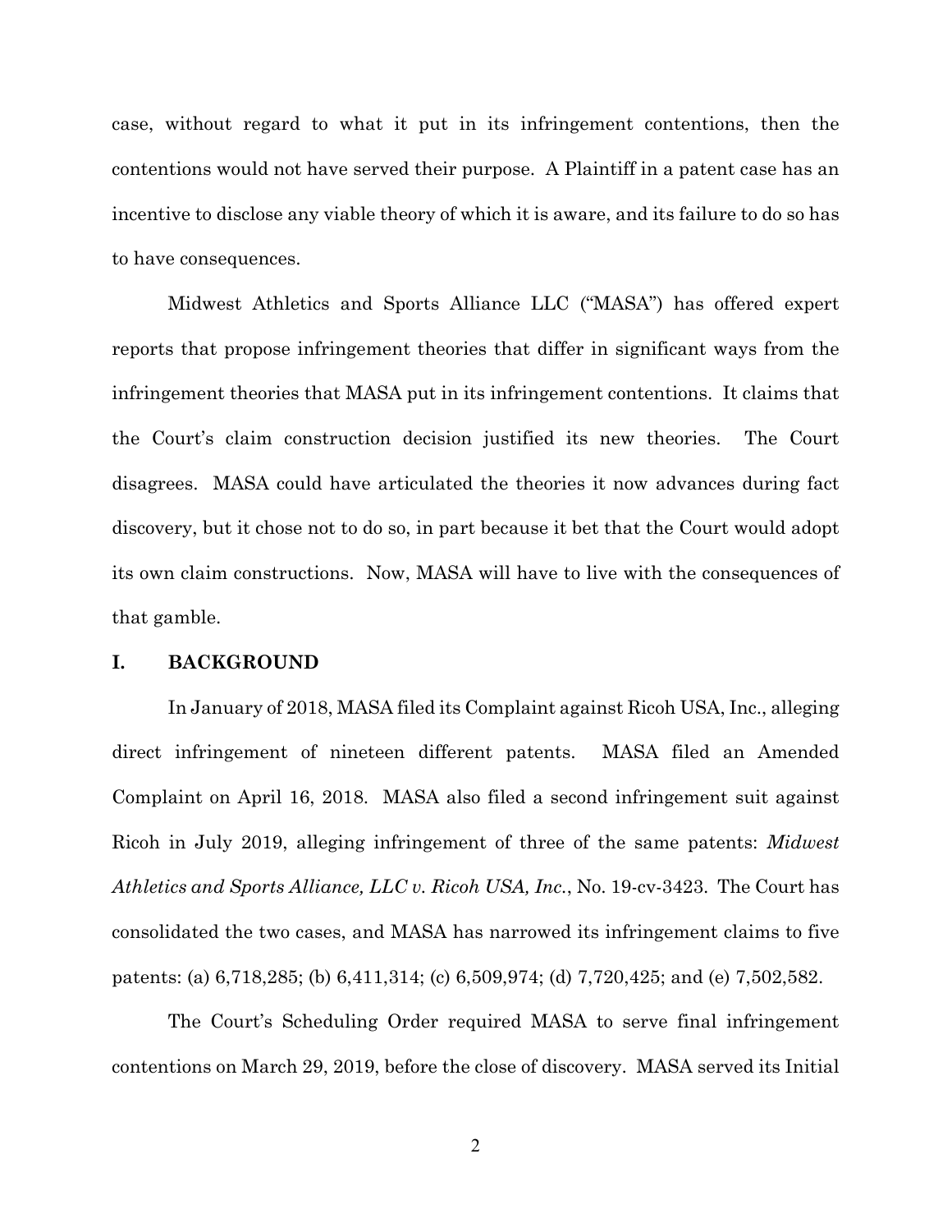case, without regard to what it put in its infringement contentions, then the contentions would not have served their purpose. A Plaintiff in a patent case has an incentive to disclose any viable theory of which it is aware, and its failure to do so has to have consequences.

Midwest Athletics and Sports Alliance LLC ("MASA") has offered expert reports that propose infringement theories that differ in significant ways from the infringement theories that MASA put in its infringement contentions. It claims that the Court's claim construction decision justified its new theories. The Court disagrees. MASA could have articulated the theories it now advances during fact discovery, but it chose not to do so, in part because it bet that the Court would adopt its own claim constructions. Now, MASA will have to live with the consequences of that gamble.

## I. BACKGROUND

In January of 2018, MASA filed its Complaint against Ricoh USA, Inc., alleging direct infringement of nineteen different patents. MASA filed an Amended Complaint on April 16, 2018. MASA also filed a second infringement suit against Ricoh in July 2019, alleging infringement of three of the same patents: *Midwest Athletics and Sports Alliance, LLC v. Ricoh USA, Inc.*, No. 19-cv-3423. The Court has consolidated the two cases, and MASA has narrowed its infringement claims to five patents: (a) 6,718,285; (b) 6,411,314; (c) 6,509,974; (d) 7,720,425; and (e) 7,502,582.

The Court's Scheduling Order required MASA to serve final infringement contentions on March 29, 2019, before the close of discovery. MASA served its Initial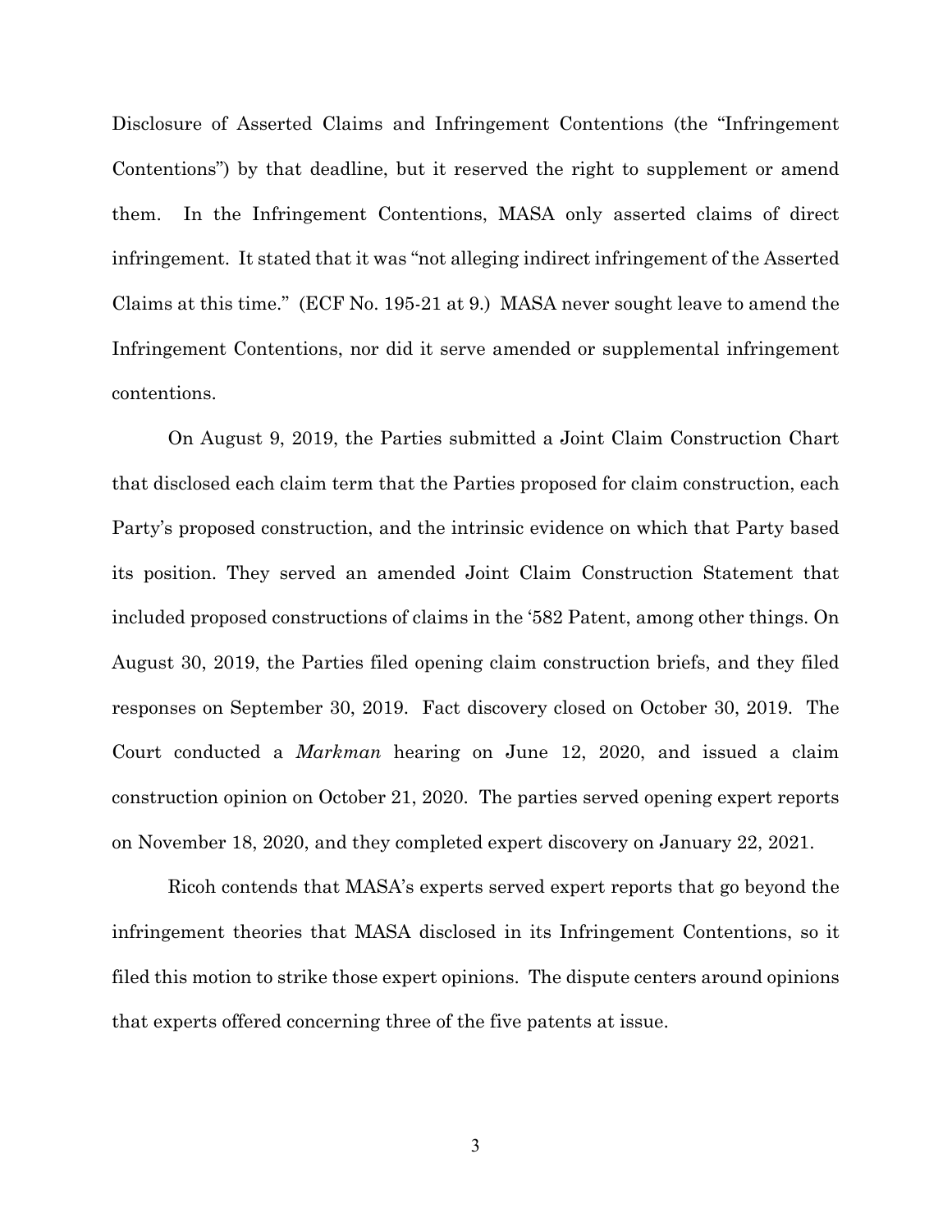Disclosure of Asserted Claims and Infringement Contentions (the "Infringement Contentions") by that deadline, but it reserved the right to supplement or amend them. In the Infringement Contentions, MASA only asserted claims of direct infringement. It stated that it was "not alleging indirect infringement of the Asserted Claims at this time." (ECF No. 195-21 at 9.) MASA never sought leave to amend the Infringement Contentions, nor did it serve amended or supplemental infringement contentions.

On August 9, 2019, the Parties submitted a Joint Claim Construction Chart that disclosed each claim term that the Parties proposed for claim construction, each Party's proposed construction, and the intrinsic evidence on which that Party based its position. They served an amended Joint Claim Construction Statement that included proposed constructions of claims in the '582 Patent, among other things. On August 30, 2019, the Parties filed opening claim construction briefs, and they filed responses on September 30, 2019. Fact discovery closed on October 30, 2019. The Court conducted a *Markman* hearing on June 12, 2020, and issued a claim construction opinion on October 21, 2020. The parties served opening expert reports on November 18, 2020, and they completed expert discovery on January 22, 2021.

Ricoh contends that MASA's experts served expert reports that go beyond the infringement theories that MASA disclosed in its Infringement Contentions, so it filed this motion to strike those expert opinions. The dispute centers around opinions that experts offered concerning three of the five patents at issue.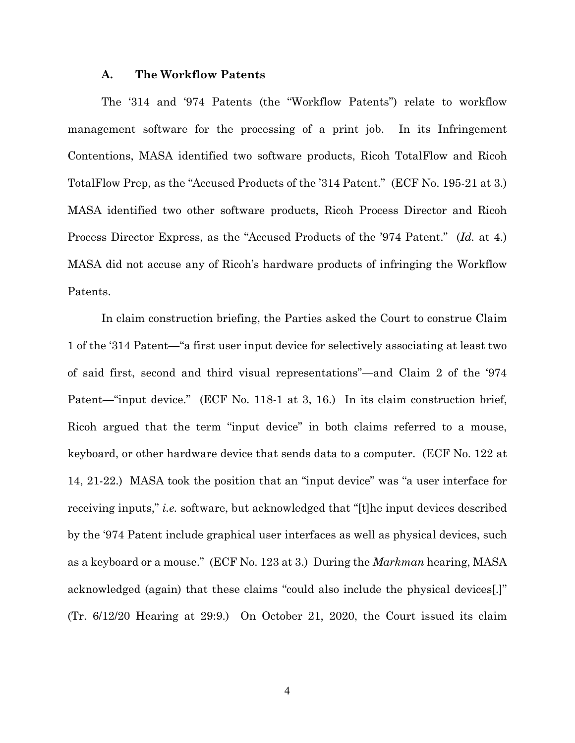### A. The Workflow Patents

The '314 and '974 Patents (the "Workflow Patents") relate to workflow management software for the processing of a print job. In its Infringement Contentions, MASA identified two software products, Ricoh TotalFlow and Ricoh TotalFlow Prep, as the "Accused Products of the '314 Patent." (ECF No. 195-21 at 3.) MASA identified two other software products, Ricoh Process Director and Ricoh Process Director Express, as the "Accused Products of the '974 Patent." (*Id.* at 4.) MASA did not accuse any of Ricoh's hardware products of infringing the Workflow Patents.

In claim construction briefing, the Parties asked the Court to construe Claim 1 of the '314 Patent—"a first user input device for selectively associating at least two of said first, second and third visual representations"—and Claim 2 of the '974 Patent—"input device." (ECF No. 118-1 at 3, 16.) In its claim construction brief, Ricoh argued that the term "input device" in both claims referred to a mouse, keyboard, or other hardware device that sends data to a computer. (ECF No. 122 at 14, 21-22.) MASA took the position that an "input device" was "a user interface for receiving inputs," *i.e.* software, but acknowledged that "[t]he input devices described by the '974 Patent include graphical user interfaces as well as physical devices, such as a keyboard or a mouse." (ECF No. 123 at 3.) During the *Markman* hearing, MASA acknowledged (again) that these claims "could also include the physical devices[.]" (Tr. 6/12/20 Hearing at 29:9.) On October 21, 2020, the Court issued its claim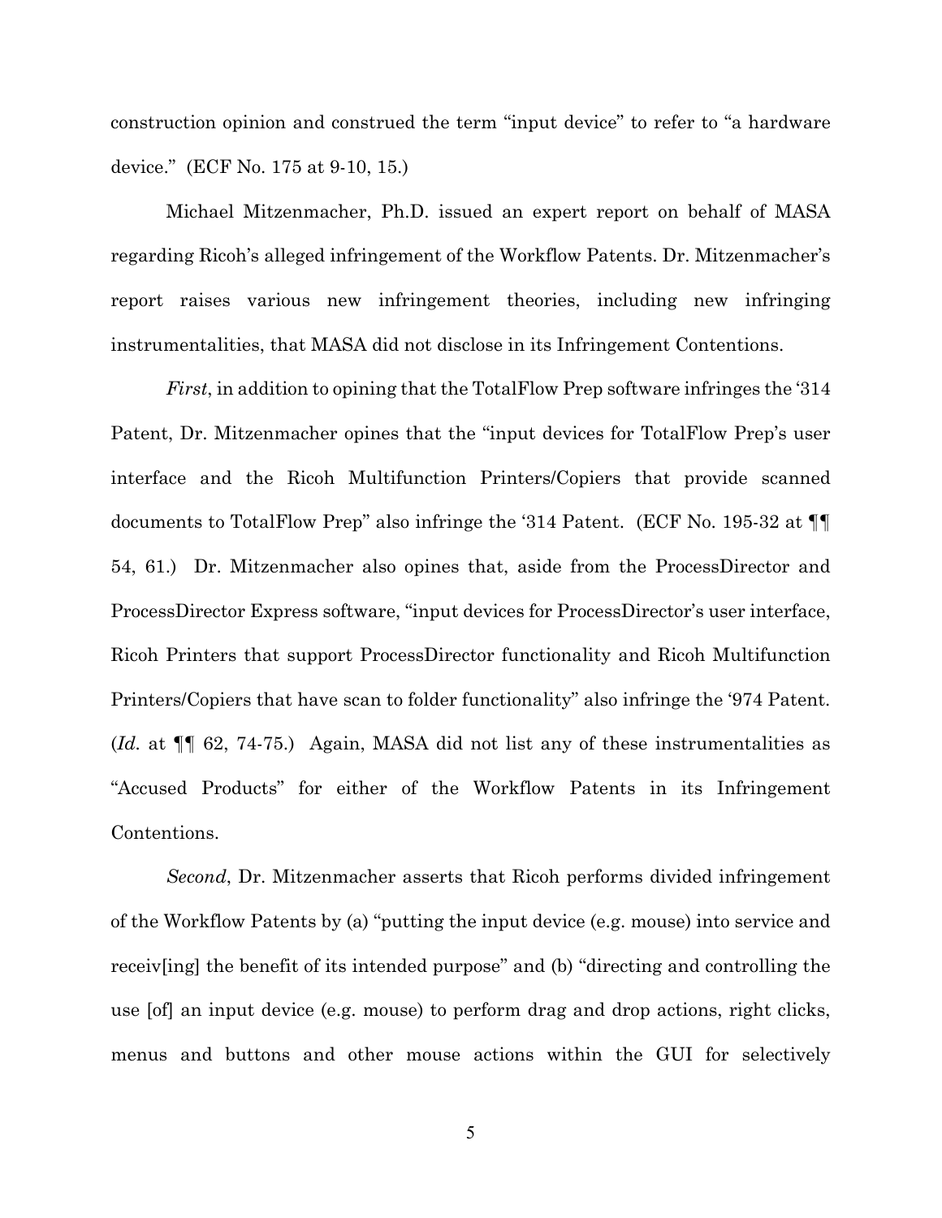construction opinion and construed the term "input device" to refer to "a hardware device." (ECF No. 175 at 9-10, 15.)

Michael Mitzenmacher, Ph.D. issued an expert report on behalf of MASA regarding Ricoh's alleged infringement of the Workflow Patents. Dr. Mitzenmacher's report raises various new infringement theories, including new infringing instrumentalities, that MASA did not disclose in its Infringement Contentions.

*First*, in addition to opining that the TotalFlow Prep software infringes the '314 Patent, Dr. Mitzenmacher opines that the "input devices for TotalFlow Prep's user interface and the Ricoh Multifunction Printers/Copiers that provide scanned documents to TotalFlow Prep" also infringe the '314 Patent. (ECF No. 195-32 at ¶¶ 54, 61.) Dr. Mitzenmacher also opines that, aside from the ProcessDirector and ProcessDirector Express software, "input devices for ProcessDirector's user interface, Ricoh Printers that support ProcessDirector functionality and Ricoh Multifunction Printers/Copiers that have scan to folder functionality" also infringe the '974 Patent. (*Id.* at ¶¶ 62, 74-75.) Again, MASA did not list any of these instrumentalities as "Accused Products" for either of the Workflow Patents in its Infringement Contentions.

*Second*, Dr. Mitzenmacher asserts that Ricoh performs divided infringement of the Workflow Patents by (a) "putting the input device (e.g. mouse) into service and receiv[ing] the benefit of its intended purpose" and (b) "directing and controlling the use [of] an input device (e.g. mouse) to perform drag and drop actions, right clicks, menus and buttons and other mouse actions within the GUI for selectively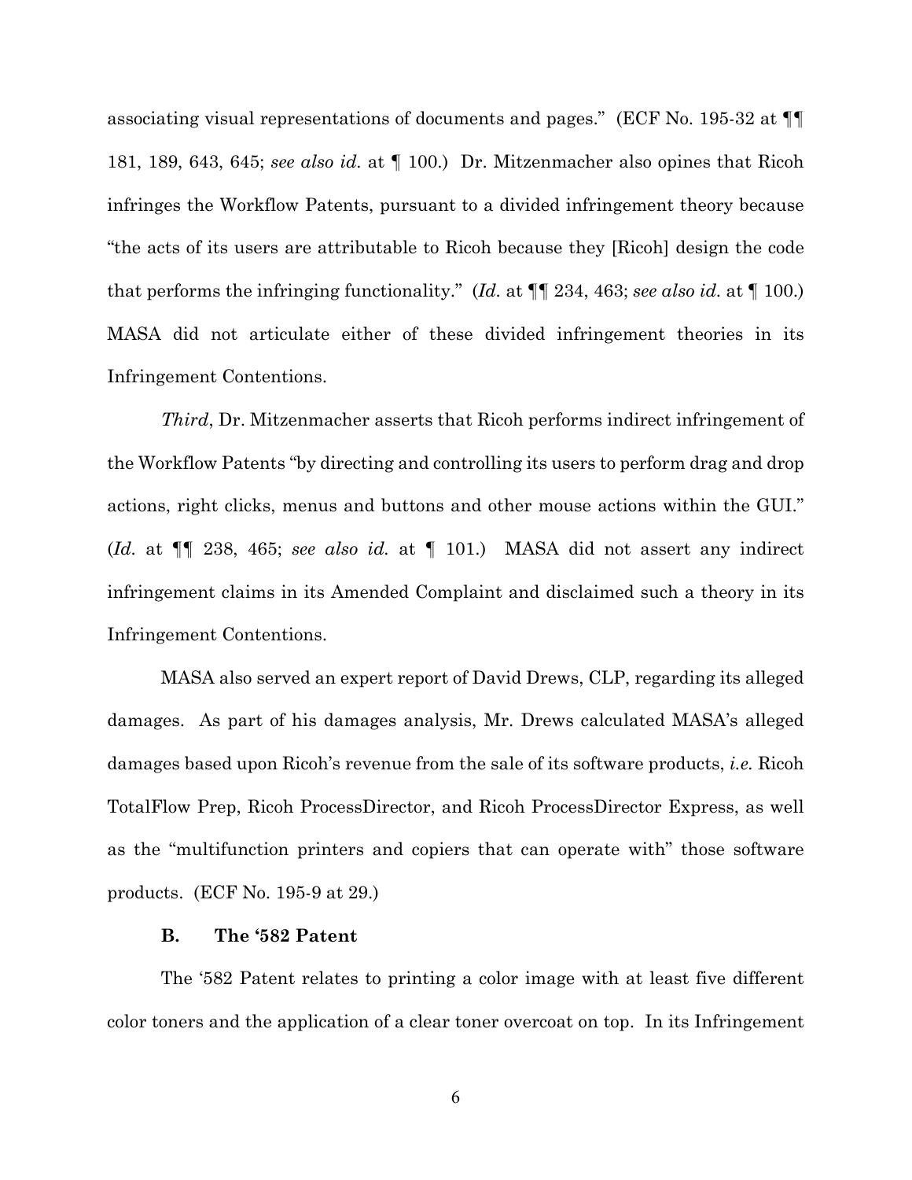associating visual representations of documents and pages." (ECF No. 195-32 at ¶¶ 181, 189, 643, 645; *see also id.* at ¶ 100.) Dr. Mitzenmacher also opines that Ricoh infringes the Workflow Patents, pursuant to a divided infringement theory because "the acts of its users are attributable to Ricoh because they [Ricoh] design the code that performs the infringing functionality." (*Id.* at ¶¶ 234, 463; *see also id.* at ¶ 100.) MASA did not articulate either of these divided infringement theories in its Infringement Contentions.

*Third*, Dr. Mitzenmacher asserts that Ricoh performs indirect infringement of the Workflow Patents "by directing and controlling its users to perform drag and drop actions, right clicks, menus and buttons and other mouse actions within the GUI." (*Id.* at ¶¶ 238, 465; *see also id.* at ¶ 101.) MASA did not assert any indirect infringement claims in its Amended Complaint and disclaimed such a theory in its Infringement Contentions.

MASA also served an expert report of David Drews, CLP, regarding its alleged damages. As part of his damages analysis, Mr. Drews calculated MASA's alleged damages based upon Ricoh's revenue from the sale of its software products, *i.e.* Ricoh TotalFlow Prep, Ricoh ProcessDirector, and Ricoh ProcessDirector Express, as well as the "multifunction printers and copiers that can operate with" those software products. (ECF No. 195-9 at 29.)

### B. The '582 Patent

The '582 Patent relates to printing a color image with at least five different color toners and the application of a clear toner overcoat on top. In its Infringement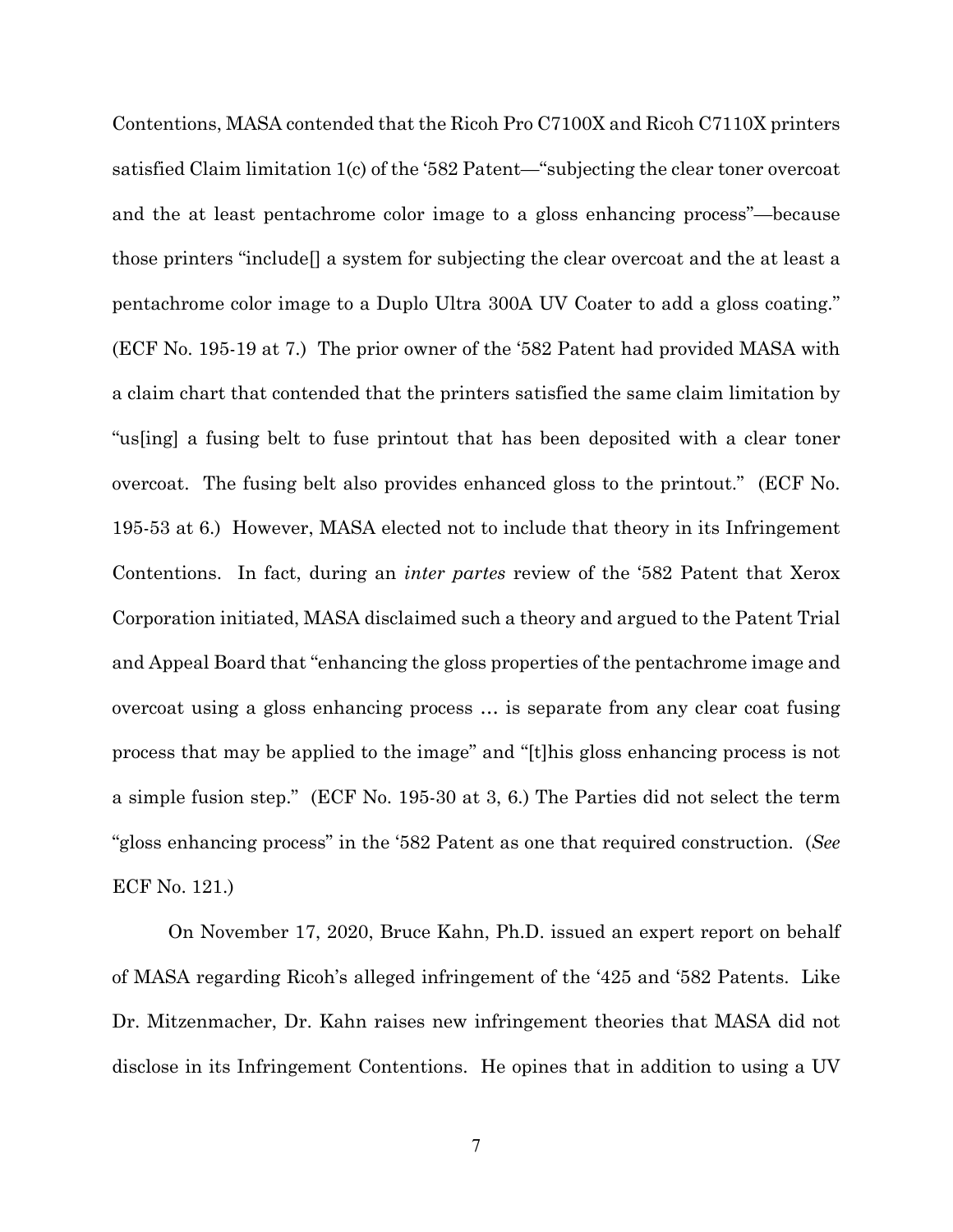Contentions, MASA contended that the Ricoh Pro C7100X and Ricoh C7110X printers satisfied Claim limitation 1(c) of the '582 Patent—"subjecting the clear toner overcoat and the at least pentachrome color image to a gloss enhancing process"—because those printers "include[] a system for subjecting the clear overcoat and the at least a pentachrome color image to a Duplo Ultra 300A UV Coater to add a gloss coating." (ECF No. 195-19 at 7.) The prior owner of the '582 Patent had provided MASA with a claim chart that contended that the printers satisfied the same claim limitation by "us[ing] a fusing belt to fuse printout that has been deposited with a clear toner overcoat. The fusing belt also provides enhanced gloss to the printout." (ECF No. 195-53 at 6.) However, MASA elected not to include that theory in its Infringement Contentions. In fact, during an *inter partes* review of the '582 Patent that Xerox Corporation initiated, MASA disclaimed such a theory and argued to the Patent Trial and Appeal Board that "enhancing the gloss properties of the pentachrome image and overcoat using a gloss enhancing process … is separate from any clear coat fusing process that may be applied to the image" and "[t]his gloss enhancing process is not a simple fusion step." (ECF No. 195-30 at 3, 6.) The Parties did not select the term "gloss enhancing process" in the '582 Patent as one that required construction. (*See* ECF No. 121.)

On November 17, 2020, Bruce Kahn, Ph.D. issued an expert report on behalf of MASA regarding Ricoh's alleged infringement of the '425 and '582 Patents. Like Dr. Mitzenmacher, Dr. Kahn raises new infringement theories that MASA did not disclose in its Infringement Contentions. He opines that in addition to using a UV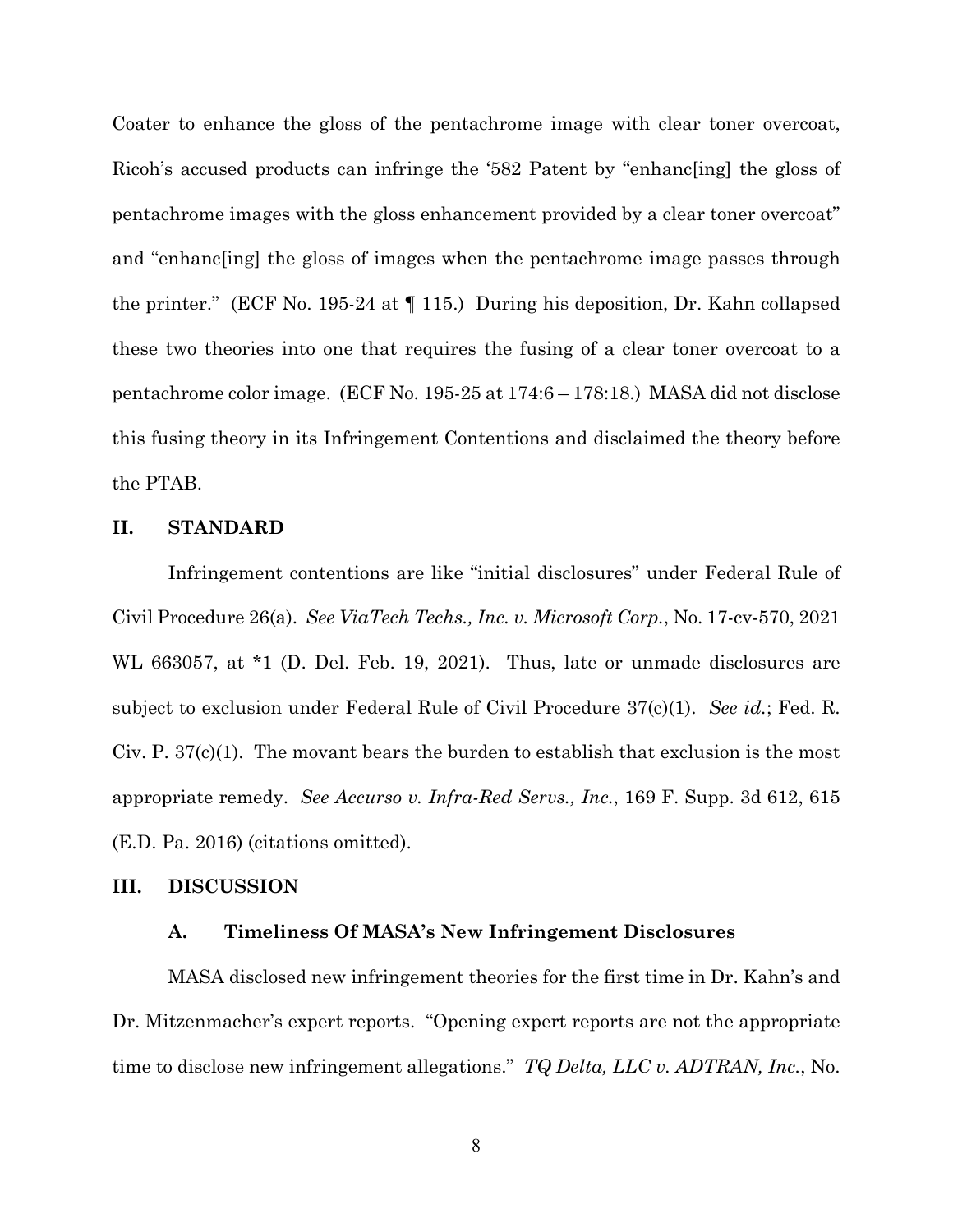Coater to enhance the gloss of the pentachrome image with clear toner overcoat, Ricoh's accused products can infringe the '582 Patent by "enhanc[ing] the gloss of pentachrome images with the gloss enhancement provided by a clear toner overcoat" and "enhanc[ing] the gloss of images when the pentachrome image passes through the printer." (ECF No. 195-24 at ¶ 115.) During his deposition, Dr. Kahn collapsed these two theories into one that requires the fusing of a clear toner overcoat to a pentachrome color image. (ECF No. 195-25 at 174:6 – 178:18.) MASA did not disclose this fusing theory in its Infringement Contentions and disclaimed the theory before the PTAB.

## II. STANDARD

Infringement contentions are like "initial disclosures" under Federal Rule of Civil Procedure 26(a). *See ViaTech Techs., Inc. v. Microsoft Corp.*, No. 17-cv-570, 2021 WL 663057, at *1 (D. Del. Feb. 19, 2021). Thus, late or unmade disclosures are subject to exclusion under Federal Rule of Civil Procedure 37(c)(1). *See id.*; Fed. R. Civ. P. 37(c)(1). The movant bears the burden to establish that exclusion is the most appropriate remedy. *See Accurso v. Infra-Red Servs., Inc.*, 169 F. Supp. 3d 612, 615 (E.D. Pa. 2016) (citations omitted).

## III. DISCUSSION

### A. Timeliness Of MASA's New Infringement Disclosures

MASA disclosed new infringement theories for the first time in Dr. Kahn's and Dr. Mitzenmacher's expert reports. "Opening expert reports are not the appropriate time to disclose new infringement allegations." *TQ Delta, LLC v. ADTRAN, Inc.*, No.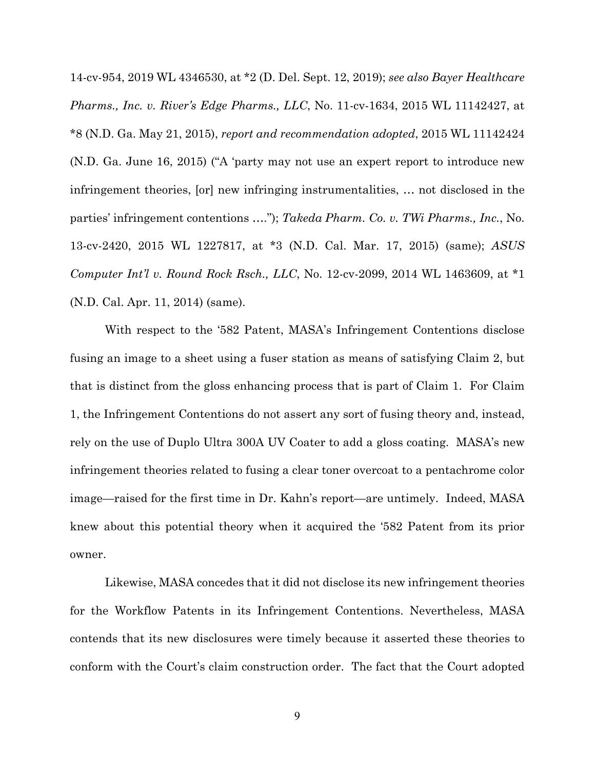14-cv-954, 2019 WL 4346530, at *2 (D. Del. Sept. 12, 2019); *see also Bayer Healthcare Pharms., Inc. v. River's Edge Pharms., LLC*, No. 11-cv-1634, 2015 WL 11142427, at *8 (N.D. Ga. May 21, 2015), *report and recommendation adopted*, 2015 WL 11142424 (N.D. Ga. June 16, 2015) ("A 'party may not use an expert report to introduce new infringement theories, [or] new infringing instrumentalities, … not disclosed in the parties' infringement contentions …."); *Takeda Pharm. Co. v. TWi Pharms., Inc.*, No. 13-cv-2420, 2015 WL 1227817, at *3 (N.D. Cal. Mar. 17, 2015) (same); *ASUS Computer Int'l v. Round Rock Rsch., LLC*, No. 12-cv-2099, 2014 WL 1463609, at *1 (N.D. Cal. Apr. 11, 2014) (same).

With respect to the '582 Patent, MASA's Infringement Contentions disclose fusing an image to a sheet using a fuser station as means of satisfying Claim 2, but that is distinct from the gloss enhancing process that is part of Claim 1. For Claim 1, the Infringement Contentions do not assert any sort of fusing theory and, instead, rely on the use of Duplo Ultra 300A UV Coater to add a gloss coating. MASA's new infringement theories related to fusing a clear toner overcoat to a pentachrome color image—raised for the first time in Dr. Kahn's report—are untimely. Indeed, MASA knew about this potential theory when it acquired the '582 Patent from its prior owner.

Likewise, MASA concedes that it did not disclose its new infringement theories for the Workflow Patents in its Infringement Contentions. Nevertheless, MASA contends that its new disclosures were timely because it asserted these theories to conform with the Court's claim construction order. The fact that the Court adopted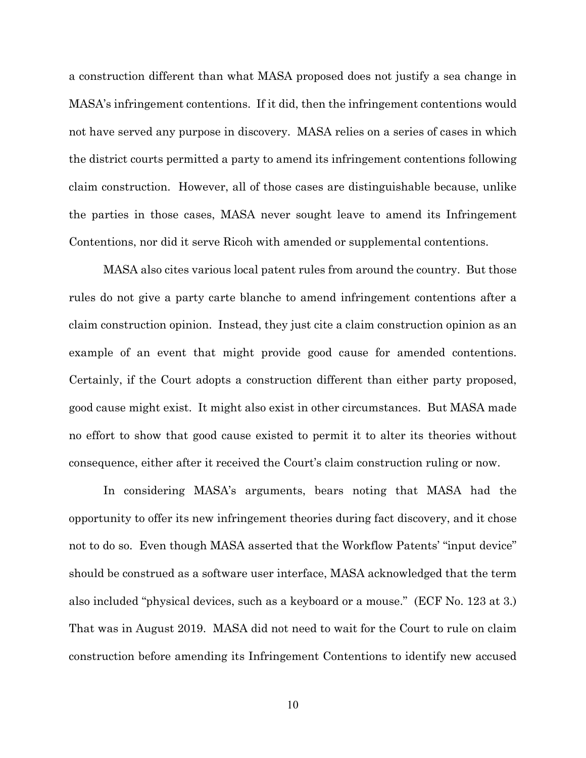a construction different than what MASA proposed does not justify a sea change in MASA's infringement contentions. If it did, then the infringement contentions would not have served any purpose in discovery. MASA relies on a series of cases in which the district courts permitted a party to amend its infringement contentions following claim construction. However, all of those cases are distinguishable because, unlike the parties in those cases, MASA never sought leave to amend its Infringement Contentions, nor did it serve Ricoh with amended or supplemental contentions.

MASA also cites various local patent rules from around the country. But those rules do not give a party carte blanche to amend infringement contentions after a claim construction opinion. Instead, they just cite a claim construction opinion as an example of an event that might provide good cause for amended contentions. Certainly, if the Court adopts a construction different than either party proposed, good cause might exist. It might also exist in other circumstances. But MASA made no effort to show that good cause existed to permit it to alter its theories without consequence, either after it received the Court's claim construction ruling or now.

In considering MASA's arguments, bears noting that MASA had the opportunity to offer its new infringement theories during fact discovery, and it chose not to do so. Even though MASA asserted that the Workflow Patents' "input device" should be construed as a software user interface, MASA acknowledged that the term also included "physical devices, such as a keyboard or a mouse." (ECF No. 123 at 3.) That was in August 2019. MASA did not need to wait for the Court to rule on claim construction before amending its Infringement Contentions to identify new accused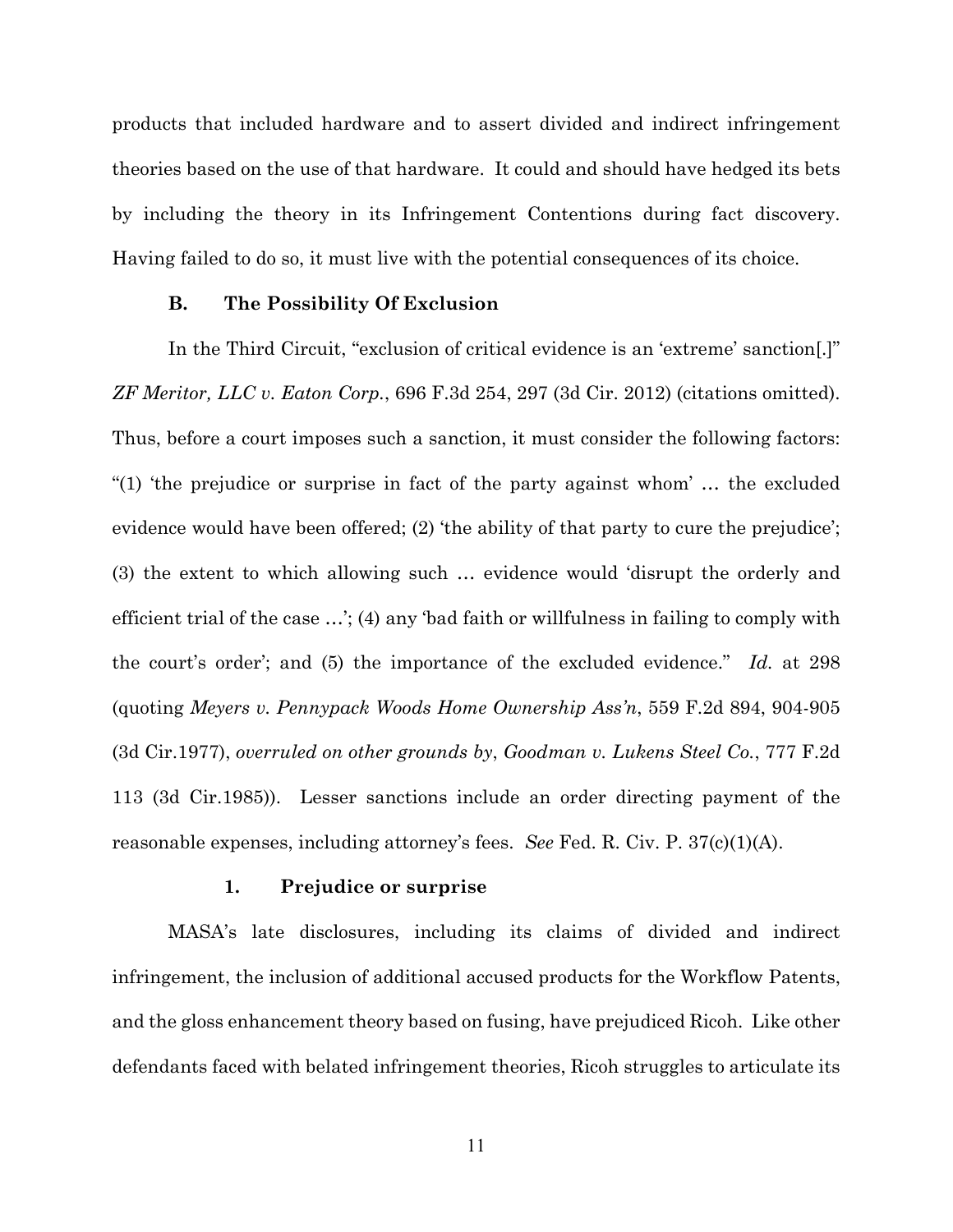products that included hardware and to assert divided and indirect infringement theories based on the use of that hardware. It could and should have hedged its bets by including the theory in its Infringement Contentions during fact discovery. Having failed to do so, it must live with the potential consequences of its choice.

### B. The Possibility Of Exclusion

In the Third Circuit, "exclusion of critical evidence is an 'extreme' sanction[.]" *ZF Meritor, LLC v. Eaton Corp.*, 696 F.3d 254, 297 (3d Cir. 2012) (citations omitted). Thus, before a court imposes such a sanction, it must consider the following factors: "(1) 'the prejudice or surprise in fact of the party against whom' … the excluded evidence would have been offered; (2) 'the ability of that party to cure the prejudice'; (3) the extent to which allowing such … evidence would 'disrupt the orderly and efficient trial of the case …'; (4) any 'bad faith or willfulness in failing to comply with the court's order'; and (5) the importance of the excluded evidence." *Id.* at 298 (quoting *Meyers v. Pennypack Woods Home Ownership Ass'n*, 559 F.2d 894, 904-905 (3d Cir.1977), *overruled on other grounds by*, *Goodman v. Lukens Steel Co.*, 777 F.2d 113 (3d Cir.1985)). Lesser sanctions include an order directing payment of the reasonable expenses, including attorney's fees. *See* Fed. R. Civ. P. 37(c)(1)(A).

#### 1. Prejudice or surprise

MASA's late disclosures, including its claims of divided and indirect infringement, the inclusion of additional accused products for the Workflow Patents, and the gloss enhancement theory based on fusing, have prejudiced Ricoh. Like other defendants faced with belated infringement theories, Ricoh struggles to articulate its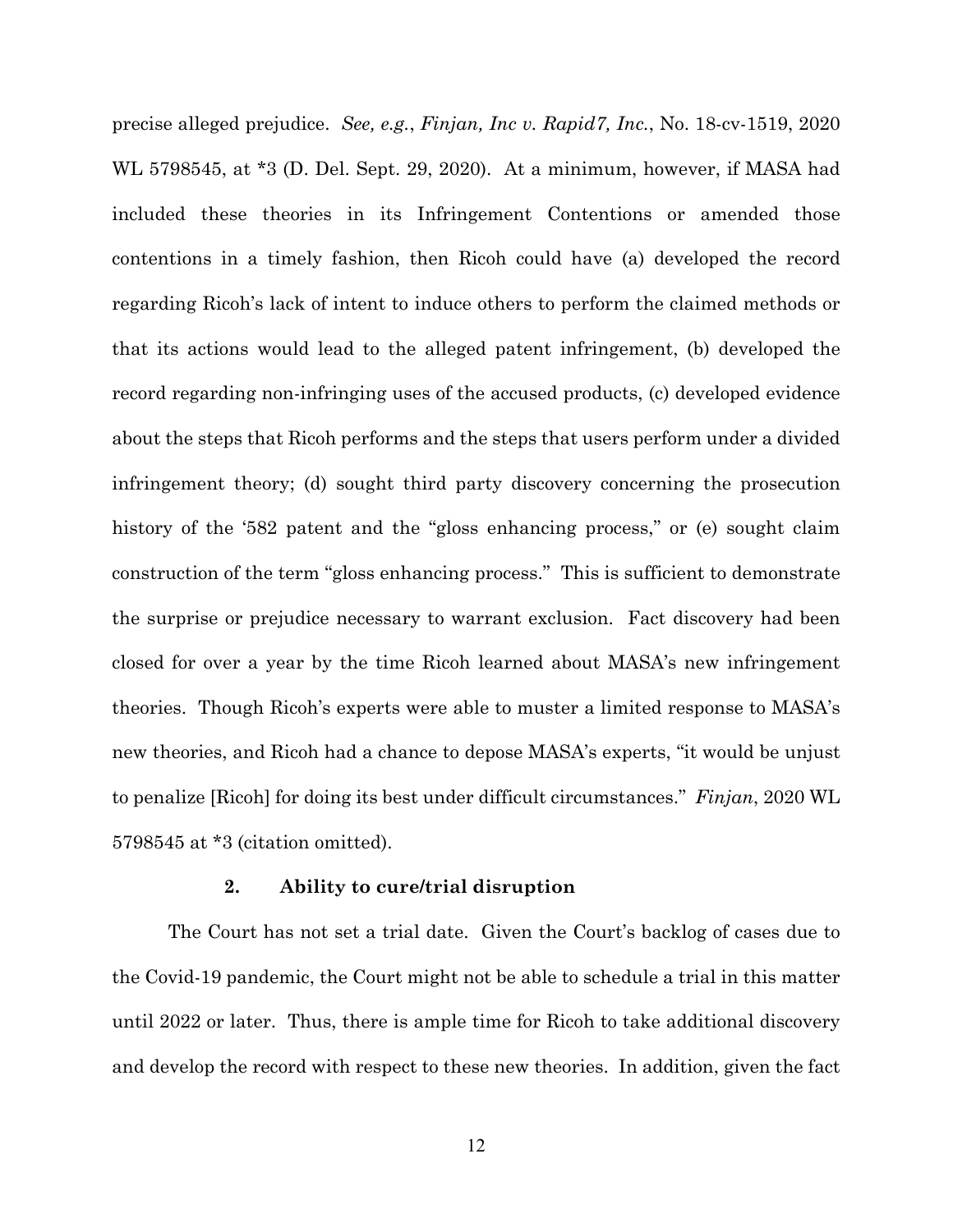precise alleged prejudice. *See, e.g.*, *Finjan, Inc v. Rapid7, Inc.*, No. 18-cv-1519, 2020 WL 5798545, at *3 (D. Del. Sept. 29, 2020). At a minimum, however, if MASA had included these theories in its Infringement Contentions or amended those contentions in a timely fashion, then Ricoh could have (a) developed the record regarding Ricoh's lack of intent to induce others to perform the claimed methods or that its actions would lead to the alleged patent infringement, (b) developed the record regarding non-infringing uses of the accused products, (c) developed evidence about the steps that Ricoh performs and the steps that users perform under a divided infringement theory; (d) sought third party discovery concerning the prosecution history of the '582 patent and the "gloss enhancing process," or (e) sought claim construction of the term "gloss enhancing process." This is sufficient to demonstrate the surprise or prejudice necessary to warrant exclusion. Fact discovery had been closed for over a year by the time Ricoh learned about MASA's new infringement theories. Though Ricoh's experts were able to muster a limited response to MASA's new theories, and Ricoh had a chance to depose MASA's experts, "it would be unjust to penalize [Ricoh] for doing its best under difficult circumstances." *Finjan*, 2020 WL 5798545 at *3 (citation omitted).

**2. Ability to cure/trial disruption**

The Court has not set a trial date. Given the Court's backlog of cases due to the Covid-19 pandemic, the Court might not be able to schedule a trial in this matter until 2022 or later. Thus, there is ample time for Ricoh to take additional discovery and develop the record with respect to these new theories. In addition, given the fact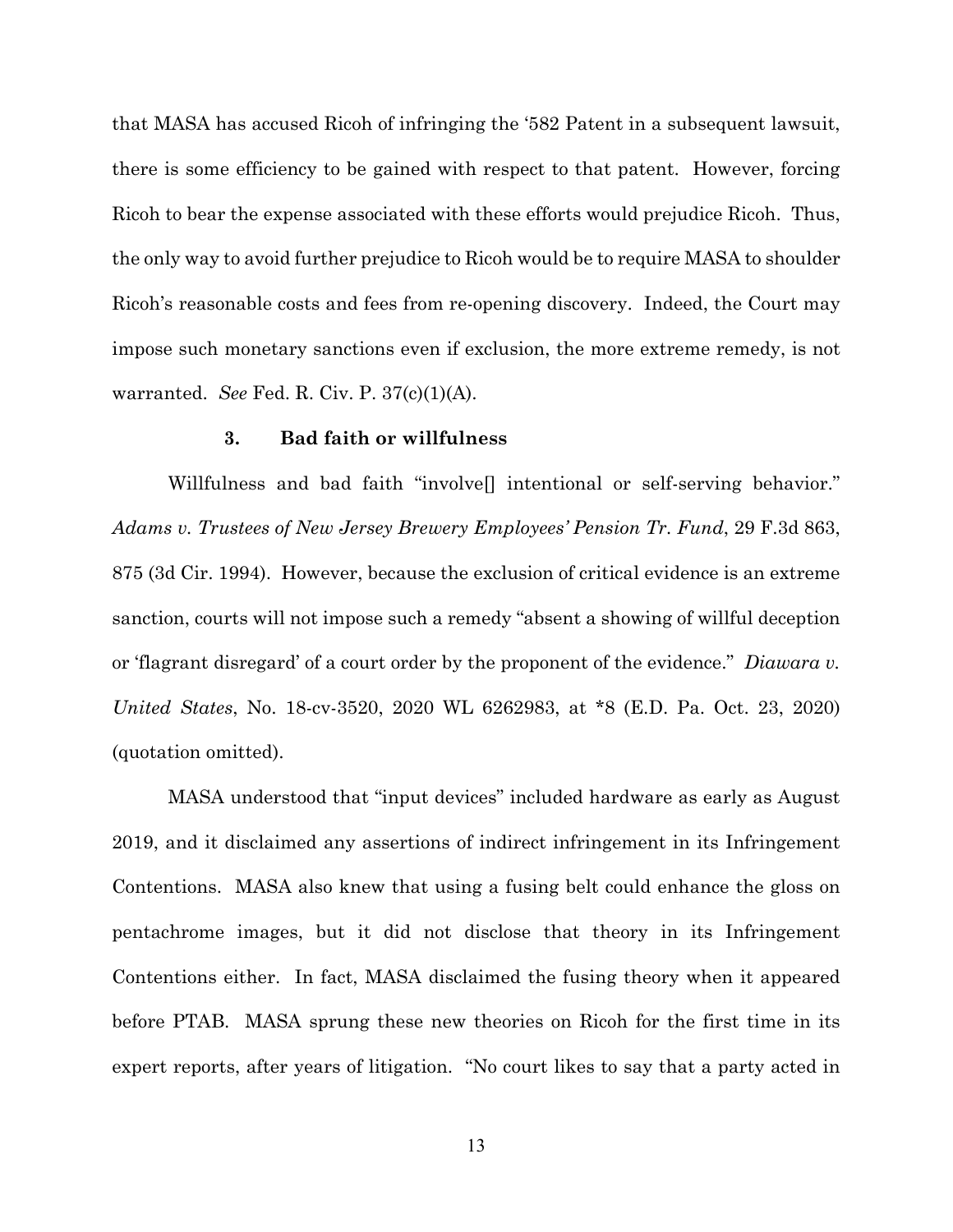that MASA has accused Ricoh of infringing the '582 Patent in a subsequent lawsuit, there is some efficiency to be gained with respect to that patent. However, forcing Ricoh to bear the expense associated with these efforts would prejudice Ricoh. Thus, the only way to avoid further prejudice to Ricoh would be to require MASA to shoulder Ricoh's reasonable costs and fees from re-opening discovery. Indeed, the Court may impose such monetary sanctions even if exclusion, the more extreme remedy, is not warranted. *See* Fed. R. Civ. P. 37(c)(1)(A).

### 3. Bad faith or willfulness

Willfulness and bad faith "involve[] intentional or self-serving behavior." *Adams v. Trustees of New Jersey Brewery Employees' Pension Tr. Fund*, 29 F.3d 863, 875 (3d Cir. 1994). However, because the exclusion of critical evidence is an extreme sanction, courts will not impose such a remedy "absent a showing of willful deception or 'flagrant disregard' of a court order by the proponent of the evidence." *Diawara v. United States*, No. 18-cv-3520, 2020 WL 6262983, at *8 (E.D. Pa. Oct. 23, 2020) (quotation omitted).

MASA understood that "input devices" included hardware as early as August 2019, and it disclaimed any assertions of indirect infringement in its Infringement Contentions. MASA also knew that using a fusing belt could enhance the gloss on pentachrome images, but it did not disclose that theory in its Infringement Contentions either. In fact, MASA disclaimed the fusing theory when it appeared before PTAB. MASA sprung these new theories on Ricoh for the first time in its expert reports, after years of litigation. "No court likes to say that a party acted in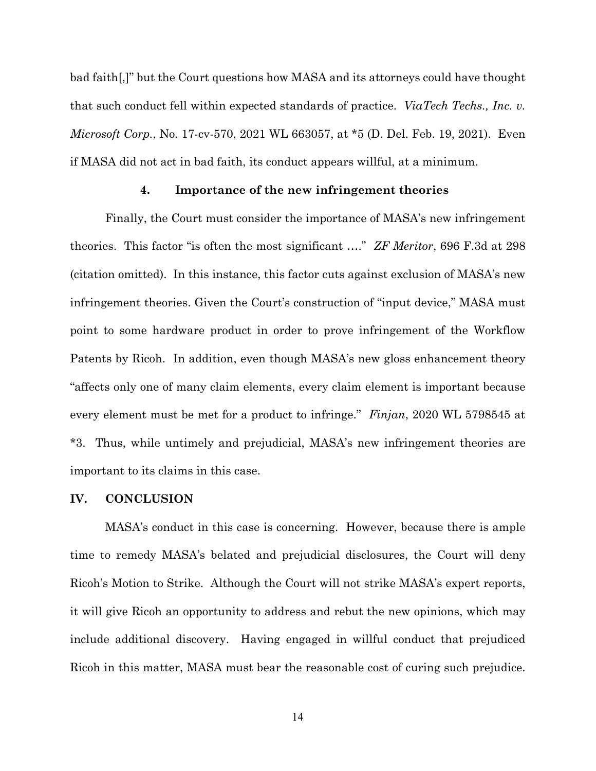bad faith[,]" but the Court questions how MASA and its attorneys could have thought that such conduct fell within expected standards of practice. *ViaTech Techs., Inc. v. Microsoft Corp.*, No. 17-cv-570, 2021 WL 663057, at *5 (D. Del. Feb. 19, 2021). Even if MASA did not act in bad faith, its conduct appears willful, at a minimum.

#### 4. Importance of the new infringement theories

Finally, the Court must consider the importance of MASA's new infringement theories. This factor "is often the most significant …." *ZF Meritor*, 696 F.3d at 298 (citation omitted). In this instance, this factor cuts against exclusion of MASA's new infringement theories. Given the Court's construction of "input device," MASA must point to some hardware product in order to prove infringement of the Workflow Patents by Ricoh. In addition, even though MASA's new gloss enhancement theory "affects only one of many claim elements, every claim element is important because every element must be met for a product to infringe." *Finjan*, 2020 WL 5798545 at *3. Thus, while untimely and prejudicial, MASA's new infringement theories are important to its claims in this case.

## IV. CONCLUSION

MASA's conduct in this case is concerning. However, because there is ample time to remedy MASA's belated and prejudicial disclosures, the Court will deny Ricoh's Motion to Strike. Although the Court will not strike MASA's expert reports, it will give Ricoh an opportunity to address and rebut the new opinions, which may include additional discovery. Having engaged in willful conduct that prejudiced Ricoh in this matter, MASA must bear the reasonable cost of curing such prejudice.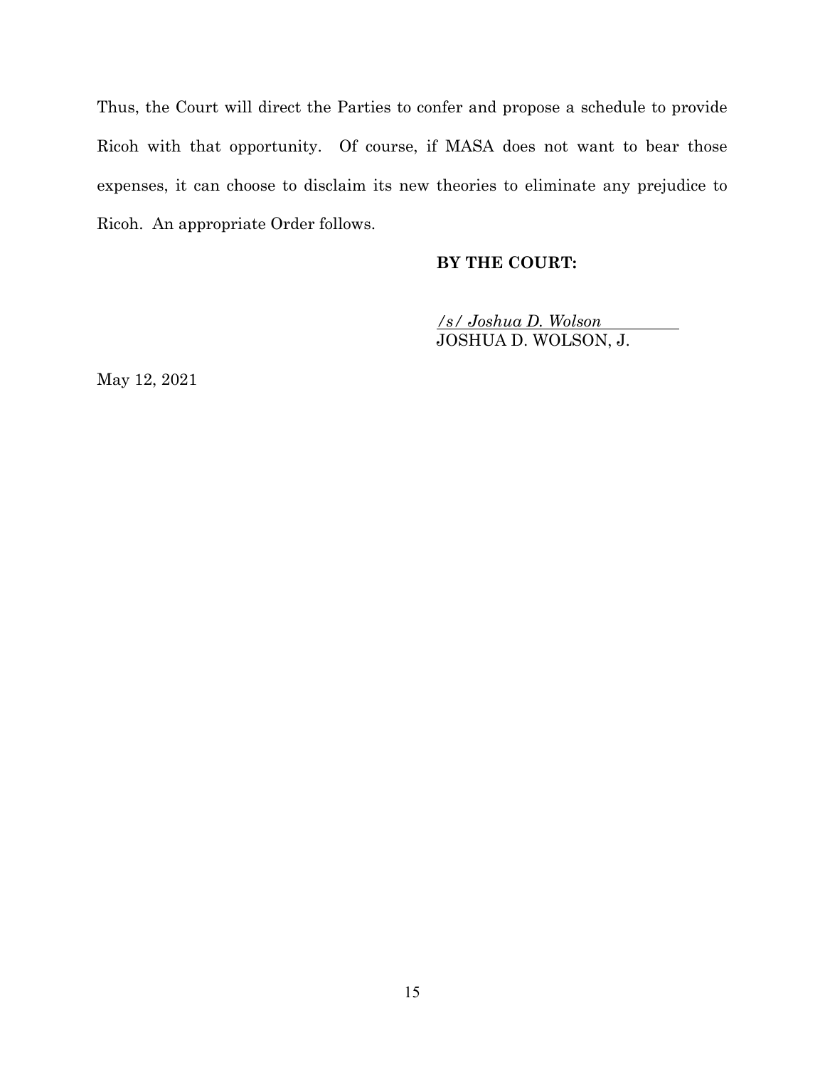Thus, the Court will direct the Parties to confer and propose a schedule to provide Ricoh with that opportunity. Of course, if MASA does not want to bear those expenses, it can choose to disclaim its new theories to eliminate any prejudice to Ricoh. An appropriate Order follows.

**BY THE COURT:**

*/s/ Joshua D. Wolson*
JOSHUA D. WOLSON, J.

May 12, 2021